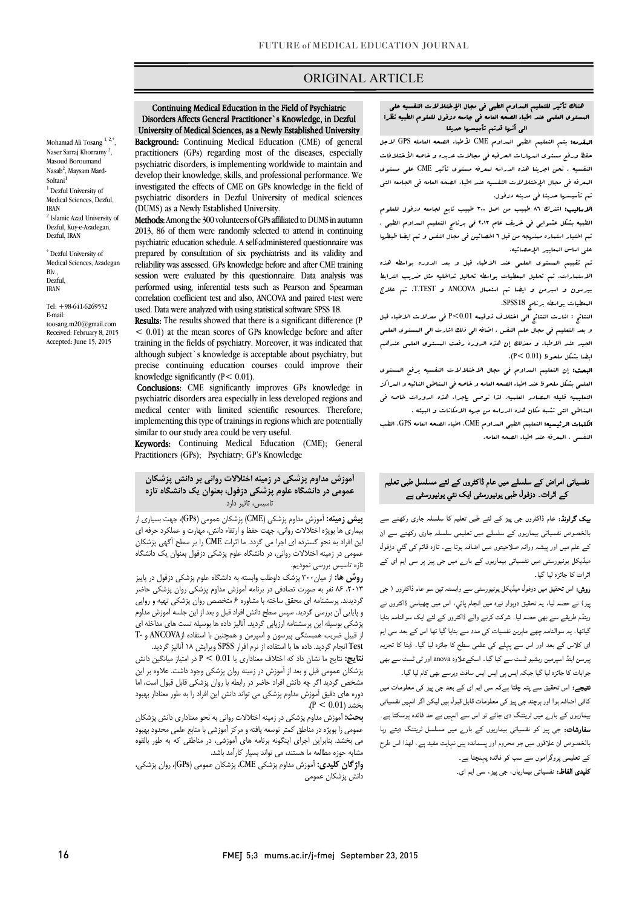# ORIGINAL ARTICLE

## Continuing Medical Education in the Field of Psychiatric Disorders Affects General Practitioner`s Knowledge, in Dezful University of Medical Sciences, as a Newly Established University

Mohamad Ali Tosang [1,2,*], Naser Sarraj Khorramy [2], Masoud Boroumand Nasab[2], Maysam Mard-Soltani[1]

[1] Dezful University of Medical Sciences, Dezful, IRAN

[2] Islamic Azad University of Dezful, Kuy-e-Azadegan, Dezful, IRAN

[*] Dezful University of Medical Sciences, Azadegan Blv., Dezful, IRAN

Tel: +98-641-6269532

E-mail: toosang.m20@gmail.com

Received: February 8, 2015

Accepted: June 15, 2015

**Background:** Continuing Medical Education (CME) of general practitioners (GPs) regarding most of the diseases, especially psychiatric disorders, is implementing worldwide to maintain and develop their knowledge, skills, and professional performance. We investigated the effects of CME on GPs knowledge in the field of psychiatric disorders in Dezful University of medical sciences (DUMS) as a Newly Established University.

**Methods:** Among the 300 volunteers of GPs affiliated to DUMS in autumn 2013, 86 of them were randomly selected to attend in continuing psychiatric education schedule. A self-administered questionnaire was prepared by consultation of six psychiatrists and its validity and reliability was assessed. GPs knowledge before and after CME training session were evaluated by this questionnaire. Data analysis was performed using, inferential tests such as Pearson and Spearman correlation coefficient test and also, ANCOVA and paired t-test were used. Data were analyzed with using statistical software SPSS 18.

**Results:** The results showed that there is a significant difference ($P < 0.01$) at the mean scores of GPs knowledge before and after training in the fields of psychiatry. Moreover, it was indicated that although subject`s knowledge is acceptable about psychiatry, but precise continuing education courses could improve their knowledge significantly ($P < 0.01$).

**Conclusions:** CME significantly improves GPs knowledge in psychiatric disorders area especially in less developed regions and medical center with limited scientific resources. Therefore, implementing this type of trainings in regions which are potentially similar to our study area could be very useful.

**Keywords:** Continuing Medical Education (CME); General Practitioners (GPs); Psychiatry; GP's Knowledge

## هناك تأثير للتعليم المداوم الطبي في مجال الإختلالات النفسيه على المستوى العلمي عند اطباء الصحه العامه في جامعه دزفول للعلوم الطبيه نظرا الى أنها قدتم تأسيسها حديثا

**المقدمه:** يتم التعليم الطبي المداوم CME لأطباء الصحه العامله GPS لاجل حفظ ورفع مستوى المهارات الحرفيه في مجالات عديده و خاصه الأختلافات النفسيه . نحن اجرينا هذه الدراسه لمعرفه مستوى تأثير CME على مستوى المعرفه في مجال الإختلالات النفسيه عند اطباء الصحه العامه في الجامعه التي تم تأسيسها حديثا في مدينه دزفول.

**الاساليب:** اشترك ٨٦ طبيب من اصل ٣٠٠ طبيب تابع لجامعه دزفول للعلوم الطبيه بشكل عشوايي في خريف عام ٢٠١٣ في برنامج التعليم المداوم الطبي . تم اختبار استماره مبرمجه من قبل ٦ اخصائيين في مجال النفس و تم ايضا ظبطها على اساس المعايير الإحصائيه.

تم تقييم المستوى العلمي عند الاطباء قبل و بعد الدوره بواسطه هذه الاستمارات. تم تحليل المعطيات بواسطه تحاليل تداخليه مثل ضريب الترابط بيرسون و اسپرمن و ايضا تم استعمال ANCOVA و T.TEST. تم علاج المعطيات بواسطه برنامج SPSS18.

**النتائج :** اشارت النتائج الى اختلاف ذوقيمه $P<0.01$ في معدلات الاطباء قبل و بعد التعليم في مجال علم النفس . اضافه الى ذلك اشارت الى المستوى العلمي الجيد عند الاطباء، و معذلك إن هذه الدوره رفعت المستوى العلمي عندهم ايضا بشكل ملحوظ ($P< 0.01$).

**البحث:** إن التعليم المداوم في مجال الاختلالات النفسيه يرفع المستوى العلمي بشكل ملحوظ عند اطباء الصحه العامه و خاصه في المناطق النائيه و المراكز التعليميه قليله المصادر العلميه. لذا نوصي بإجراء هذه الدورات خاصه في المناطق التي تشبه مكان هذه الدراسه من جهه الامكانات و البيئه .

**الكلمات الرئيسيه:** التعليم الطبي المداوم CME، اطباء الصحه العامه GPS، الطب النفسي ، المعرفه عند اطباء الصحه العامه.

## آموزش مداوم پزشکی در زمینه اختلالات روانی بر دانش پزشکان عمومی در دانشگاه علوم پزشکی دزفول، بعنوان یک دانشگاه تازه تاسیس، تاثیر دارد

**پیش زمینه:** آموزش مداوم پزشکی (CME) پزشکان عمومی (GPs)، جهت بسیاری از بیماری ها بویژه اختلالات روانی، جهت حفظ و ارتقاء دانش، مهارت و عملکرد حرفه ای این افراد به نحو گسترده ای اجرا می گردد. ما اثرات CME را بر سطح آگهی پزشکان عمومی در زمینه اختلالات روانی، در دانشگاه علوم پزشکی دزفول بعنوان یک دانشگاه تازه تاسیس بررسی نمودیم.

**روش ها:** از میان۳۰۰ پزشک داوطلب وابسته به دانشگاه علوم پزشکی دزفول در پاییز ۲۰۱۳، ۸۶ نفر به صورت تصادفی در برنامه آموزش مداوم پزشکی روان پزشکی حاضر گردیدند. پرسشنامه ای محقق ساخته با مشاوره ۶ متخصص روان پزشکی تهیه و روایی و پایایی آن بررسی گردید. سپس سطح دانش افراد قبل و بعد از این جلسه آموزش مداوم پزشکی بوسیله این پرسشنامه ارزیابی گردید. آنالیز داده ها بوسیله تست های مداخله ای از قبیل ضریب همبستگی پیرسون و اسپرمن و همچنین با استفاده ازANCOVA و T-Test انجام گردید. داده ها با استفاده از نرم افزار SPSS ویرایش ۱۸ آنالیز گردید.

**نتایج:** نتایج ما نشان داد که اختلاف معناداری با $P < 0.01$ در امتیاز میانگین دانش پزشکان عمومی قبل و بعد از آموزش در زمینه روان پزشکی وجود داشت. علاوه بر این مشخص گردید اگر چه دانش افراد حاضر در رابطه با روان پزشکی قابل قبول است، اما دوره های دقیق آموزش مداوم پزشکی می تواند دانش این افراد را به طور معنادار بهبود بخشد ($P < 0.01$).

**بحث:** آموزش مداوم پزشکی در زمینه اختلالات روانی به نحو معناداری دانش پزشکان عمومی را بوژه در مناطق کمتر توسعه یافته و مرکز آموزشی با منابع علمی محدود بهبود می بخشد. بنابراین اجرای اینگونه برنامه های آموزشی، در مناطقی که به طور بالقوه مشابه حوزه مطالعه ما هستند، می تواند بسیار کارآمد باشد.

**واژگان کلیدی:** آموزش مداوم پزشکی CME، پزشکان عمومی (GPs)، روان پزشکی، دانش پزشکان عمومی

## نفسیاتی امراض کے سلسلے میں عام ڈاکٹروں کے لئے مسلسل طبی تعلیم کے اثرات۔ دزفول طبی یونیورسٹی ایک نئي یونیورسٹی ہے

**بیک گراونڈ:** عام ڈاکٹروں جی پی کے لئے طبی تعلیم کا سلسلہ جاری رکھنے سے بالخصوص نفسیاتی بیماریوں کے سلسلے میں تعلیمی سلسلہ جاری رکھنے سے ان کے علم میں اور پیشہ ورانہ صلاحیتوں میں اضافہ ہوتا ہے۔ تازہ قائم کی گئي دزفول میڈیکل یونیورسٹی میں نفسیاتی بیماریوں کے بارے میں جی پی پر سی ایم ای کے اثرات کا جائزہ لیا گیا۔

**روش:** اس تحقیق میں دزفول میڈیکل یونیورسٹی سے وابستہ تین سو عام ڈاکٹروں ( جی پی) نے حصہ لیا، یہ تحقیق دوہزار تیرہ میں انجام پائي، اس میں چھیاسی ڈاکٹروں نے رینڈم طریقے سے بھی حصہ لیا۔ شرکت کرنے والے ڈاکٹروں کے لئے ایک سوالنامہ بنایا گیاتھا۔ یہ سوالنامہ چھے ماہرین نفسیات کی مدد سے بنایا گیا تھا اس کے بعد سی ایم ای کی کلاس کے بعد اور اس سے پہلے ان کی علمی سطح کا جائزہ لیا گیا۔ ڈیٹا کا تجزیہ پیرسن اینڈ اسپیرمین ریشیو ٹسٹ سے کیا گیا۔ اسکےعلاوہ anova اور ٹی ٹسٹ سے بھی جوابات کا جائزہ لیا گيا جبکہ ایس پی ایس ایس سافٹ ویرسے بھی کام لیا گيا۔

**نتیجے:** اس تحقیق سے پتہ چلتا ہےکہ سی ایم ای کے بعد جی پی کی معلومات میں کافی اضافہ ہوا اور ہرچند جی پی کی معلومات قابل قبول ہیں لیکن اگر انہیں نفسیاتی بیماریوں کے بارے میں ٹریننگ دی جائے تو اس سے انہیں بے حد فائدہ ہوسکتا ہے۔

**سفارشات:** جی پی کو نفسیاتی بیماریوں کے بارے میں مسلسل ٹریننگ دیتے رہنا بالخصوص ان علاقوں میں جو محروم اور پسماندہ ہیں نہایت مفید ہے۔ لھذا اس طرح کے تعلیمی پروگراموں سے سب کو فائدہ پہنچتا ہے۔

**کلیدی الفاظ:** نفسیاتی بیماریاں، جی پیز، سی ایم ای۔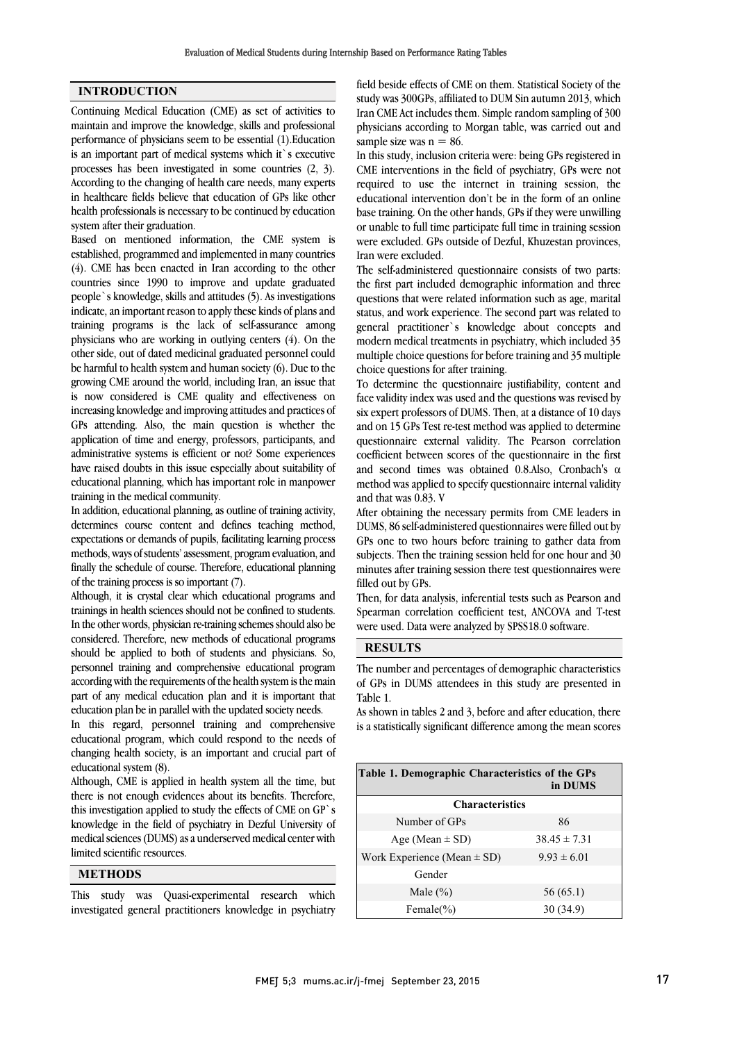## INTRODUCTION

Continuing Medical Education (CME) as set of activities to maintain and improve the knowledge, skills and professional performance of physicians seem to be essential (1).Education is an important part of medical systems which it`s executive processes has been investigated in some countries (2, 3). According to the changing of health care needs, many experts in healthcare fields believe that education of GPs like other health professionals is necessary to be continued by education system after their graduation.

Based on mentioned information, the CME system is established, programmed and implemented in many countries (4). CME has been enacted in Iran according to the other countries since 1990 to improve and update graduated people`s knowledge, skills and attitudes (5). As investigations indicate, an important reason to apply these kinds of plans and training programs is the lack of self-assurance among physicians who are working in outlying centers (4). On the other side, out of dated medicinal graduated personnel could be harmful to health system and human society (6). Due to the growing CME around the world, including Iran, an issue that is now considered is CME quality and effectiveness on increasing knowledge and improving attitudes and practices of GPs attending. Also, the main question is whether the application of time and energy, professors, participants, and administrative systems is efficient or not? Some experiences have raised doubts in this issue especially about suitability of educational planning, which has important role in manpower training in the medical community.

In addition, educational planning, as outline of training activity, determines course content and defines teaching method, expectations or demands of pupils, facilitating learning process methods, ways of students' assessment, program evaluation, and finally the schedule of course. Therefore, educational planning of the training process is so important (7).

Although, it is crystal clear which educational programs and trainings in health sciences should not be confined to students. In the other words, physician re-training schemes should also be considered. Therefore, new methods of educational programs should be applied to both of students and physicians. So, personnel training and comprehensive educational program according with the requirements of the health system is the main part of any medical education plan and it is important that education plan be in parallel with the updated society needs.

In this regard, personnel training and comprehensive educational program, which could respond to the needs of changing health society, is an important and crucial part of educational system (8).

Although, CME is applied in health system all the time, but there is not enough evidences about its benefits. Therefore, this investigation applied to study the effects of CME on GP`s knowledge in the field of psychiatry in Dezful University of medical sciences (DUMS) as a underserved medical center with limited scientific resources.

## METHODS

This study was Quasi-experimental research which investigated general practitioners knowledge in psychiatry field beside effects of CME on them. Statistical Society of the study was 300GPs, affiliated to DUM Sin autumn 2013, which Iran CME Act includes them. Simple random sampling of 300 physicians according to Morgan table, was carried out and sample size was n = 86.

In this study, inclusion criteria were: being GPs registered in CME interventions in the field of psychiatry, GPs were not required to use the internet in training session, the educational intervention don't be in the form of an online base training. On the other hands, GPs if they were unwilling or unable to full time participate full time in training session were excluded. GPs outside of Dezful, Khuzestan provinces, Iran were excluded.

The self-administered questionnaire consists of two parts: the first part included demographic information and three questions that were related information such as age, marital status, and work experience. The second part was related to general practitioner`s knowledge about concepts and modern medical treatments in psychiatry, which included 35 multiple choice questions for before training and 35 multiple choice questions for after training.

To determine the questionnaire justifiability, content and face validity index was used and the questions was revised by six expert professors of DUMS. Then, at a distance of 10 days and on 15 GPs Test re-test method was applied to determine questionnaire external validity. The Pearson correlation coefficient between scores of the questionnaire in the first and second times was obtained 0.8.Also, Cronbach's α method was applied to specify questionnaire internal validity and that was 0.83. V

After obtaining the necessary permits from CME leaders in DUMS, 86 self-administered questionnaires were filled out by GPs one to two hours before training to gather data from subjects. Then the training session held for one hour and 30 minutes after training session there test questionnaires were filled out by GPs.

Then, for data analysis, inferential tests such as Pearson and Spearman correlation coefficient test, ANCOVA and T-test were used. Data were analyzed by SPSS18.0 software.

## RESULTS

The number and percentages of demographic characteristics of GPs in DUMS attendees in this study are presented in Table 1.

As shown in tables 2 and 3, before and after education, there is a statistically significant difference among the mean scores

**Table 1. Demographic Characteristics of the GPs in DUMS**

| Characteristics | |
|---|---|
| Number of GPs | 86 |
| Age (Mean ± SD) | 38.45 ± 7.31 |
| Work Experience (Mean ± SD) | 9.93 ± 6.01 |
| Gender | |
| Male (%) | 56 (65.1) |
| Female(%) | 30 (34.9) |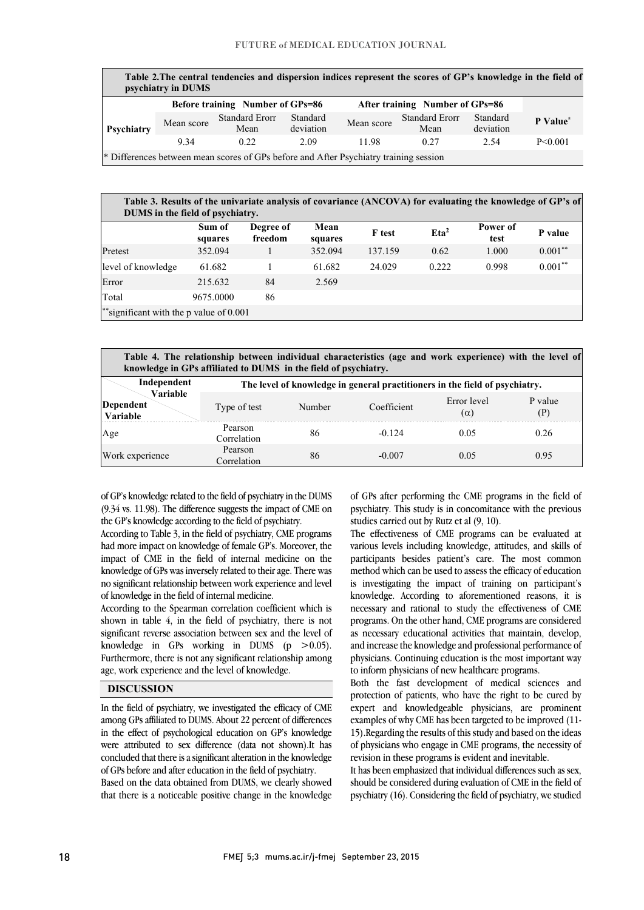**Table 2. The central tendencies and dispersion indices represent the scores of GP's knowledge in the field of psychiatry in DUMS**

| Psychiatry | Before training Number of GPs=86 | | | After training Number of GPs=86 | | | P Value* |
|---|---|---|---|---|---|---|---|
| | Mean score | Standard Erorr Mean | Standard deviation | Mean score | Standard Erorr Mean | Standard deviation | |
| | 9.34 | 0.22 | 2.09 | 11.98 | 0.27 | 2.54 | P<0.001 |

\* Differences between mean scores of GPs before and After Psychiatry training session

**Table 3. Results of the univariate analysis of covariance (ANCOVA) for evaluating the knowledge of GP's of DUMS in the field of psychiatry.**

| | Sum of squares | Degree of freedom | Mean squares | F test | $Eta^2$ | Power of test | P value |
|---|---|---|---|---|---|---|---|
| Pretest | 352.094 | 1 | 352.094 | 137.159 | 0.62 | 1.000 | 0.001** |
| level of knowledge | 61.682 | 1 | 61.682 | 24.029 | 0.222 | 0.998 | 0.001** |
| Error | 215.632 | 84 | 2.569 | | | | |
| Total | 9675.0000 | 86 | | | | | |

**significant with the p value of 0.001

**Table 4. The relationship between individual characteristics (age and work experience) with the level of knowledge in GPs affiliated to DUMS in the field of psychiatry.**

| Independent Variable / Dependent Variable | The level of knowledge in general practitioners in the field of psychiatry. | | | | |
|---|---|---|---|---|---|
| | Type of test | Number | Coefficient | Error level (α) | P value (P) |
| Age | Pearson Correlation | 86 | -0.124 | 0.05 | 0.26 |
| Work experience | Pearson Correlation | 86 | -0.007 | 0.05 | 0.95 |

of GP's knowledge related to the field of psychiatry in the DUMS (9.34 vs. 11.98). The difference suggests the impact of CME on the GP's knowledge according to the field of psychiatry.

According to Table 3, in the field of psychiatry, CME programs had more impact on knowledge of female GP's. Moreover, the impact of CME in the field of internal medicine on the knowledge of GPs was inversely related to their age. There was no significant relationship between work experience and level of knowledge in the field of internal medicine.

According to the Spearman correlation coefficient which is shown in table 4, in the field of psychiatry, there is not significant reverse association between sex and the level of knowledge in GPs working in DUMS ($p > 0.05$). Furthermore, there is not any significant relationship among age, work experience and the level of knowledge.

## DISCUSSION

In the field of psychiatry, we investigated the efficacy of CME among GPs affiliated to DUMS. About 22 percent of differences in the effect of psychological education on GP's knowledge were attributed to sex difference (data not shown).It has concluded that there is a significant alteration in the knowledge of GPs before and after education in the field of psychiatry.

Based on the data obtained from DUMS, we clearly showed that there is a noticeable positive change in the knowledge of GPs after performing the CME programs in the field of psychiatry. This study is in concomitance with the previous studies carried out by Rutz et al (9, 10).

The effectiveness of CME programs can be evaluated at various levels including knowledge, attitudes, and skills of participants besides patient's care. The most common method which can be used to assess the efficacy of education is investigating the impact of training on participant's knowledge. According to aforementioned reasons, it is necessary and rational to study the effectiveness of CME programs. On the other hand, CME programs are considered as necessary educational activities that maintain, develop, and increase the knowledge and professional performance of physicians. Continuing education is the most important way to inform physicians of new healthcare programs.

Both the fast development of medical sciences and protection of patients, who have the right to be cured by expert and knowledgeable physicians, are prominent examples of why CME has been targeted to be improved (11-15).Regarding the results of this study and based on the ideas of physicians who engage in CME programs, the necessity of revision in these programs is evident and inevitable.

It has been emphasized that individual differences such as sex, should be considered during evaluation of CME in the field of psychiatry (16). Considering the field of psychiatry, we studied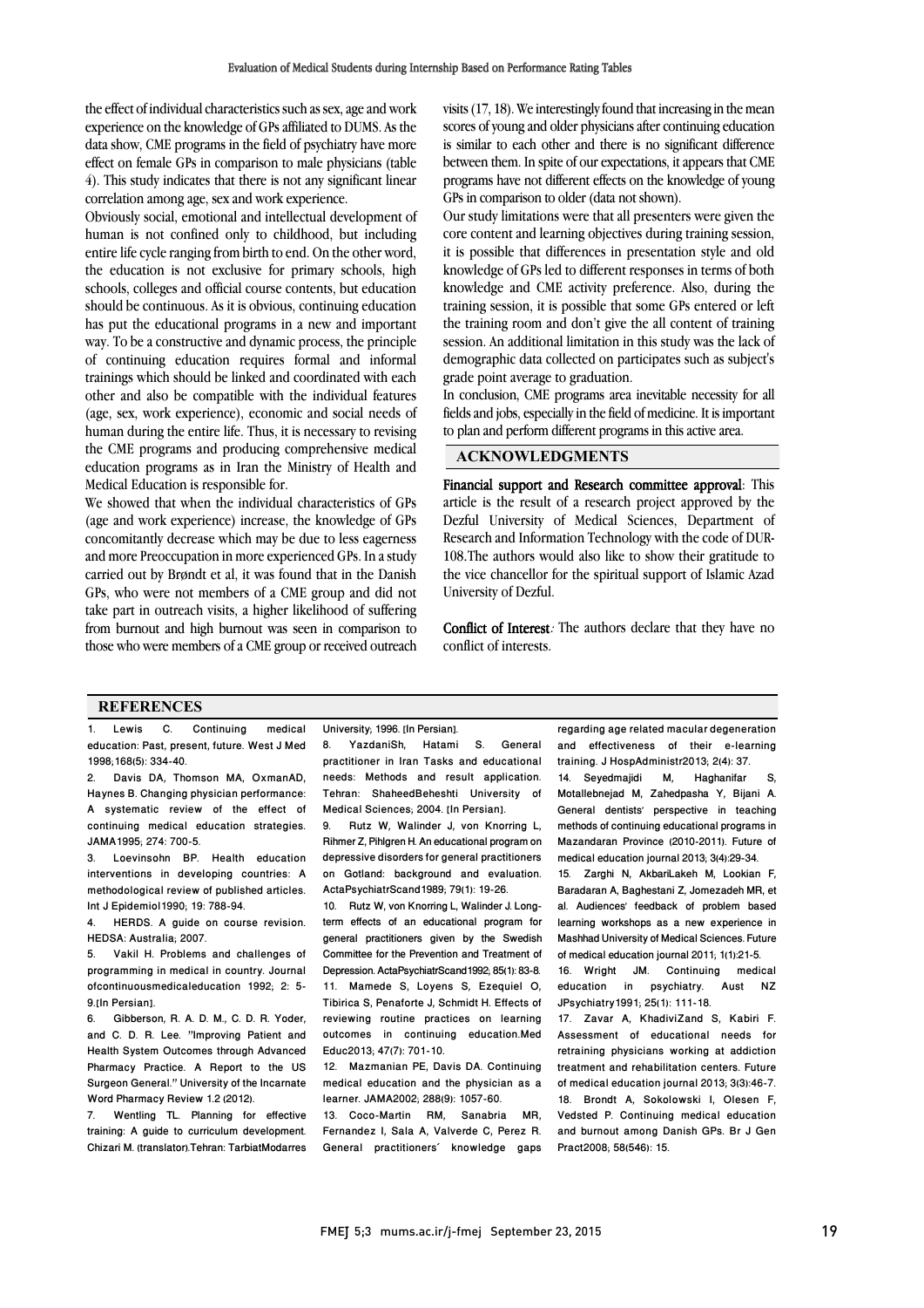the effect of individual characteristics such as sex, age and work experience on the knowledge of GPs affiliated to DUMS. As the data show, CME programs in the field of psychiatry have more effect on female GPs in comparison to male physicians (table 4). This study indicates that there is not any significant linear correlation among age, sex and work experience.

Obviously social, emotional and intellectual development of human is not confined only to childhood, but including entire life cycle ranging from birth to end. On the other word, the education is not exclusive for primary schools, high schools, colleges and official course contents, but education should be continuous. As it is obvious, continuing education has put the educational programs in a new and important way. To be a constructive and dynamic process, the principle of continuing education requires formal and informal trainings which should be linked and coordinated with each other and also be compatible with the individual features (age, sex, work experience), economic and social needs of human during the entire life. Thus, it is necessary to revising the CME programs and producing comprehensive medical education programs as in Iran the Ministry of Health and Medical Education is responsible for.

We showed that when the individual characteristics of GPs (age and work experience) increase, the knowledge of GPs concomitantly decrease which may be due to less eagerness and more Preoccupation in more experienced GPs. In a study carried out by Brøndt et al, it was found that in the Danish GPs, who were not members of a CME group and did not take part in outreach visits, a higher likelihood of suffering from burnout and high burnout was seen in comparison to those who were members of a CME group or received outreach visits (17, 18). We interestingly found that increasing in the mean scores of young and older physicians after continuing education is similar to each other and there is no significant difference between them. In spite of our expectations, it appears that CME programs have not different effects on the knowledge of young GPs in comparison to older (data not shown).

Our study limitations were that all presenters were given the core content and learning objectives during training session, it is possible that differences in presentation style and old knowledge of GPs led to different responses in terms of both knowledge and CME activity preference. Also, during the training session, it is possible that some GPs entered or left the training room and don't give the all content of training session. An additional limitation in this study was the lack of demographic data collected on participates such as subject's grade point average to graduation.

In conclusion, CME programs area inevitable necessity for all fields and jobs, especially in the field of medicine. It is important to plan and perform different programs in this active area.

## ACKNOWLEDGMENTS

**Financial support and Research committee approval**: This article is the result of a research project approved by the Dezful University of Medical Sciences, Department of Research and Information Technology with the code of DUR-108.The authors would also like to show their gratitude to the vice chancellor for the spiritual support of Islamic Azad University of Dezful.

**Conflict of Interest**: The authors declare that they have no conflict of interests.

## REFERENCES

1. Lewis C. Continuing medical education: Past, present, future. West J Med 1998;168(5): 334-40.
2. Davis DA, Thomson MA, OxmanAD, Haynes B. Changing physician performance: A systematic review of the effect of continuing medical education strategies. JAMA1995; 274: 700-5.
3. Loevinsohn BP. Health education interventions in developing countries: A methodological review of published articles. Int J Epidemiol1990; 19: 788-94.
4. HERDS. A guide on course revision. HEDSA: Australia; 2007.
5. Vakil H. Problems and challenges of programming in medical in country. Journal ofcontinuousmedicaleducation 1992; 2: 5-9.[In Persian].
6. Gibberson, R. A. D. M., C. D. R. Yoder, and C. D. R. Lee. "Improving Patient and Health System Outcomes through Advanced Pharmacy Practice. A Report to the US Surgeon General." University of the Incarnate Word Pharmacy Review 1.2 (2012).
7. Wentling TL. Planning for effective training: A guide to curriculum development. Chizari M. (translator).Tehran: TarbiatModarres University; 1996. [In Persian].
8. YazdaniSh, Hatami S. General practitioner in Iran Tasks and educational needs: Methods and result application. Tehran: ShaheedBeheshti University of Medical Sciences; 2004. [In Persian].
9. Rutz W, Walinder J, von Knorring L, Rihmer Z, Pihlgren H. An educational program on depressive disorders for general practitioners on Gotland: background and evaluation. ActaPsychiatrScand1989; 79(1): 19-26.
10. Rutz W, von Knorring L, Walinder J. Long-term effects of an educational program for general practitioners given by the Swedish Committee for the Prevention and Treatment of Depression. ActaPsychiatrScand1992; 85(1): 83-8.
11. Mamede S, Loyens S, Ezequiel O, Tibirica S, Penaforte J, Schmidt H. Effects of reviewing routine practices on learning outcomes in continuing education.Med Educ2013; 47(7): 701-10.
12. Mazmanian PE, Davis DA. Continuing medical education and the physician as a learner. JAMA2002; 288(9): 1057-60.
13. Coco-Martin RM, Sanabria MR, Fernandez I, Sala A, Valverde C, Perez R. General practitioners´ knowledge gaps regarding age related macular degeneration and effectiveness of their e-learning training. J HospAdministr2013; 2(4): 37.
14. Seyedmajidi M, Haghanifar S, Motallebnejad M, Zahedpasha Y, Bijani A. General dentists' perspective in teaching methods of continuing educational programs in Mazandaran Province (2010-2011). Future of medical education journal 2013; 3(4):29-34.
15. Zarghi N, AkbariLakeh M, Lookian F, Baradaran A, Baghestani Z, Jomezadeh MR, et al. Audiences' feedback of problem based learning workshops as a new experience in Mashhad University of Medical Sciences. Future of medical education journal 2011; 1(1):21-5.
16. Wright JM. Continuing medical education in psychiatry. Aust NZ JPsychiatry1991; 25(1): 111-18.
17. Zavar A, KhadiviZand S, Kabiri F. Assessment of educational needs for retraining physicians working at addiction treatment and rehabilitation centers. Future of medical education journal 2013; 3(3):46-7.
18. Brondt A, Sokolowski I, Olesen F, Vedsted P. Continuing medical education and burnout among Danish GPs. Br J Gen Pract2008; 58(546): 15.